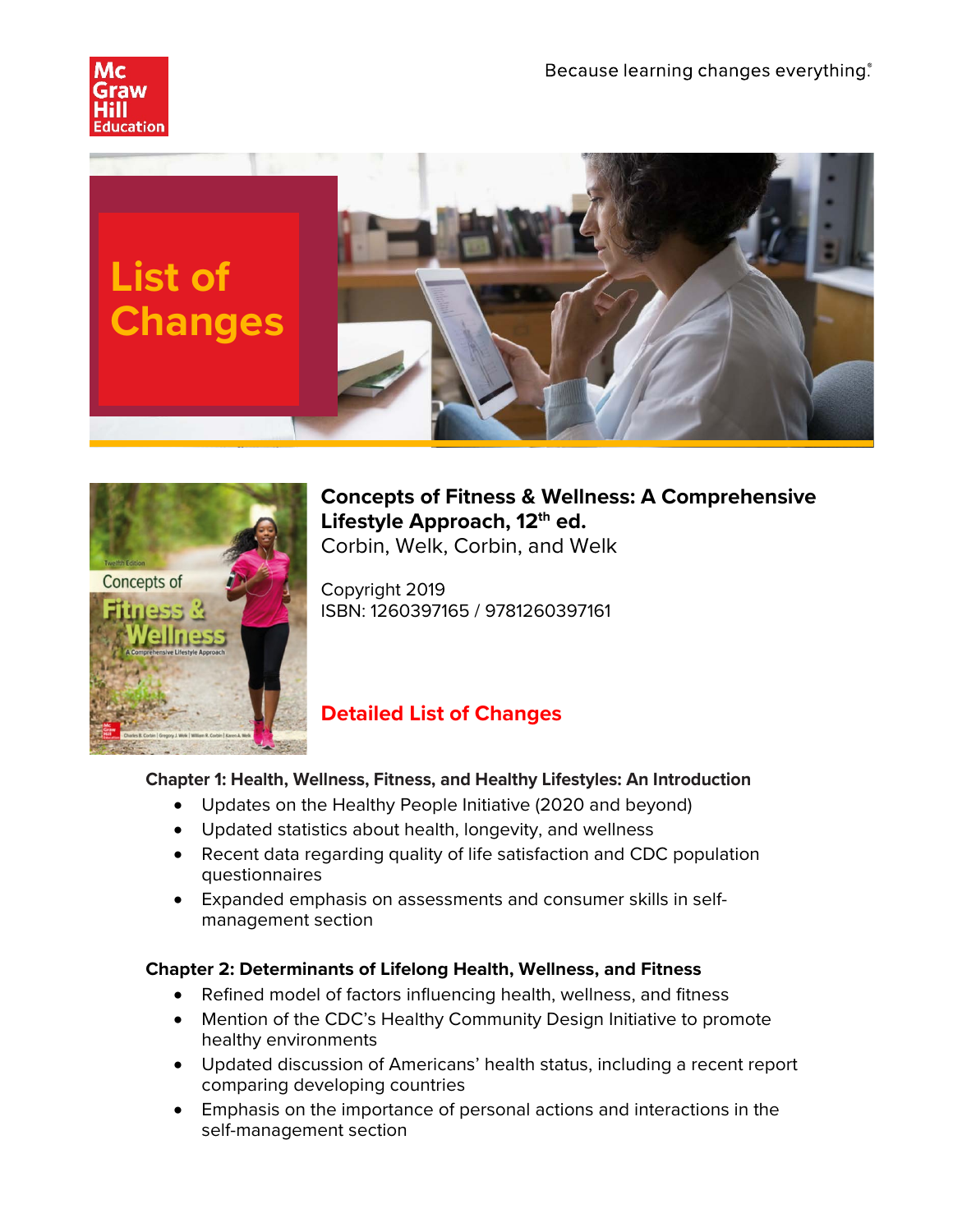Because learning changes everything.®

# List of Changes

**Concepts of Fitness & Wellness: A Comprehensive Lifestyle Approach, 12th ed.**
Corbin, Welk, Corbin, and Welk

Copyright 2019
ISBN: 1260397165 / 9781260397161

## Detailed List of Changes

**Chapter 1: Health, Wellness, Fitness, and Healthy Lifestyles: An Introduction**

- Updates on the Healthy People Initiative (2020 and beyond)
- Updated statistics about health, longevity, and wellness
- Recent data regarding quality of life satisfaction and CDC population questionnaires
- Expanded emphasis on assessments and consumer skills in self-management section

**Chapter 2: Determinants of Lifelong Health, Wellness, and Fitness**

- Refined model of factors influencing health, wellness, and fitness
- Mention of the CDC's Healthy Community Design Initiative to promote healthy environments
- Updated discussion of Americans' health status, including a recent report comparing developing countries
- Emphasis on the importance of personal actions and interactions in the self-management section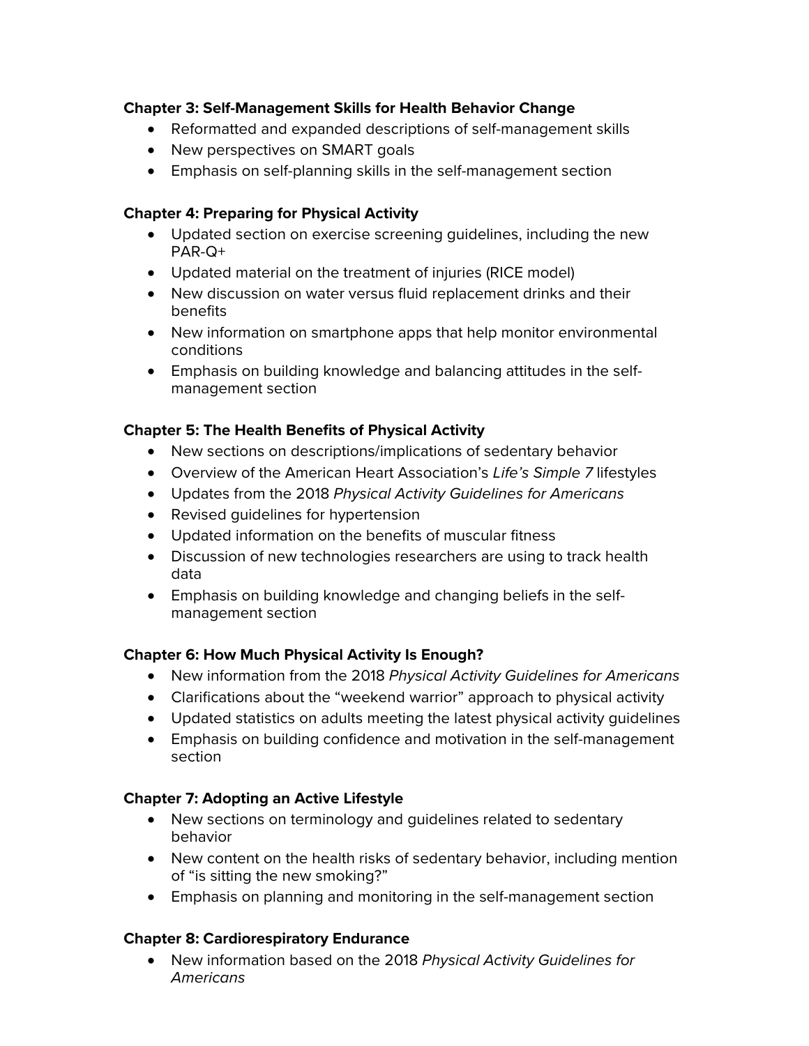**Chapter 3: Self-Management Skills for Health Behavior Change**

- Reformatted and expanded descriptions of self-management skills
- New perspectives on SMART goals
- Emphasis on self-planning skills in the self-management section

**Chapter 4: Preparing for Physical Activity**

- Updated section on exercise screening guidelines, including the new PAR-Q+
- Updated material on the treatment of injuries (RICE model)
- New discussion on water versus fluid replacement drinks and their benefits
- New information on smartphone apps that help monitor environmental conditions
- Emphasis on building knowledge and balancing attitudes in the self-management section

**Chapter 5: The Health Benefits of Physical Activity**

- New sections on descriptions/implications of sedentary behavior
- Overview of the American Heart Association's *Life's Simple 7* lifestyles
- Updates from the 2018 *Physical Activity Guidelines for Americans*
- Revised guidelines for hypertension
- Updated information on the benefits of muscular fitness
- Discussion of new technologies researchers are using to track health data
- Emphasis on building knowledge and changing beliefs in the self-management section

**Chapter 6: How Much Physical Activity Is Enough?**

- New information from the 2018 *Physical Activity Guidelines for Americans*
- Clarifications about the "weekend warrior" approach to physical activity
- Updated statistics on adults meeting the latest physical activity guidelines
- Emphasis on building confidence and motivation in the self-management section

**Chapter 7: Adopting an Active Lifestyle**

- New sections on terminology and guidelines related to sedentary behavior
- New content on the health risks of sedentary behavior, including mention of "is sitting the new smoking?"
- Emphasis on planning and monitoring in the self-management section

**Chapter 8: Cardiorespiratory Endurance**

- New information based on the 2018 *Physical Activity Guidelines for Americans*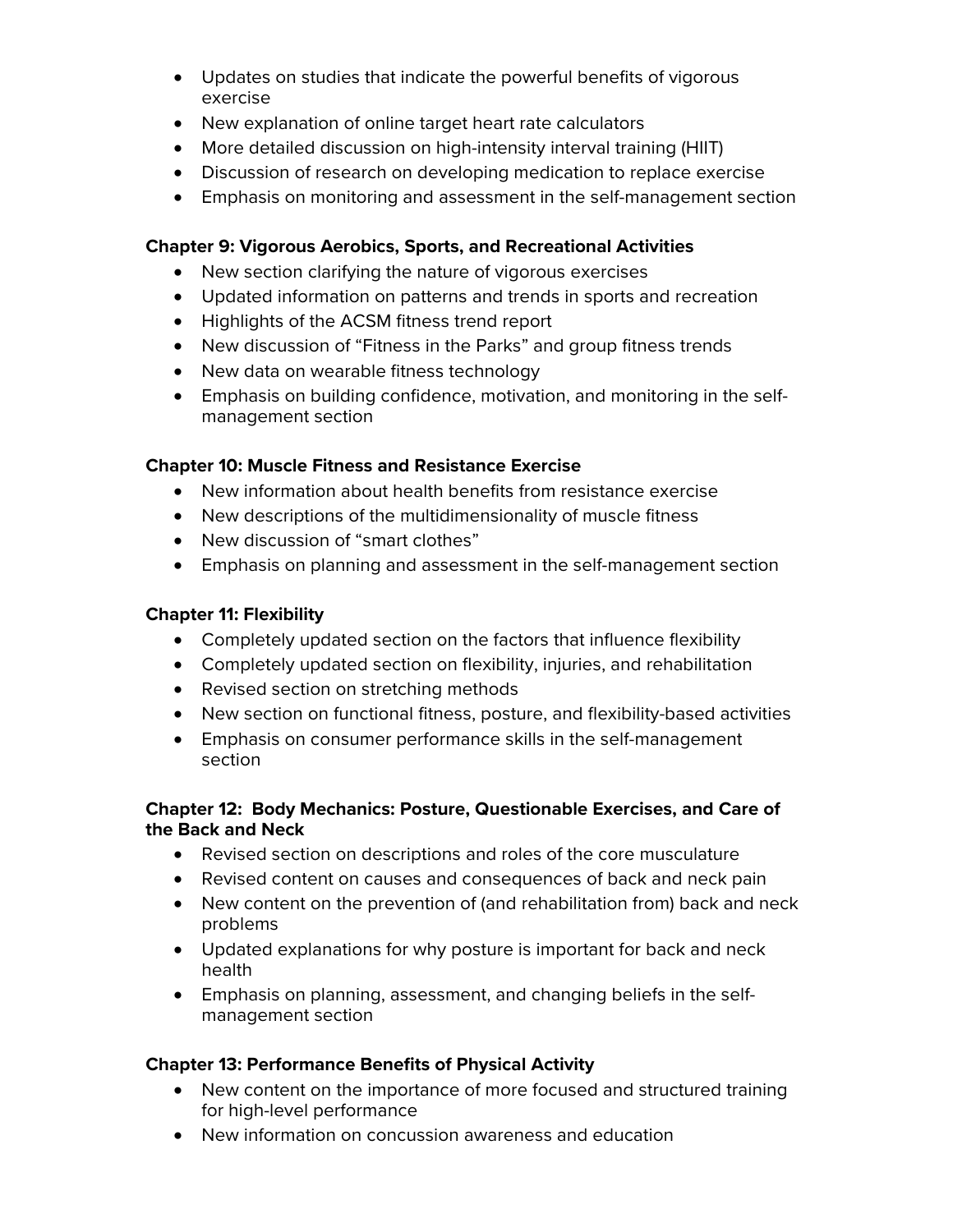- Updates on studies that indicate the powerful benefits of vigorous exercise
- New explanation of online target heart rate calculators
- More detailed discussion on high-intensity interval training (HIIT)
- Discussion of research on developing medication to replace exercise
- Emphasis on monitoring and assessment in the self-management section

**Chapter 9: Vigorous Aerobics, Sports, and Recreational Activities**

- New section clarifying the nature of vigorous exercises
- Updated information on patterns and trends in sports and recreation
- Highlights of the ACSM fitness trend report
- New discussion of "Fitness in the Parks" and group fitness trends
- New data on wearable fitness technology
- Emphasis on building confidence, motivation, and monitoring in the self-management section

**Chapter 10: Muscle Fitness and Resistance Exercise**

- New information about health benefits from resistance exercise
- New descriptions of the multidimensionality of muscle fitness
- New discussion of "smart clothes"
- Emphasis on planning and assessment in the self-management section

**Chapter 11: Flexibility**

- Completely updated section on the factors that influence flexibility
- Completely updated section on flexibility, injuries, and rehabilitation
- Revised section on stretching methods
- New section on functional fitness, posture, and flexibility-based activities
- Emphasis on consumer performance skills in the self-management section

**Chapter 12: Body Mechanics: Posture, Questionable Exercises, and Care of the Back and Neck**

- Revised section on descriptions and roles of the core musculature
- Revised content on causes and consequences of back and neck pain
- New content on the prevention of (and rehabilitation from) back and neck problems
- Updated explanations for why posture is important for back and neck health
- Emphasis on planning, assessment, and changing beliefs in the self-management section

**Chapter 13: Performance Benefits of Physical Activity**

- New content on the importance of more focused and structured training for high-level performance
- New information on concussion awareness and education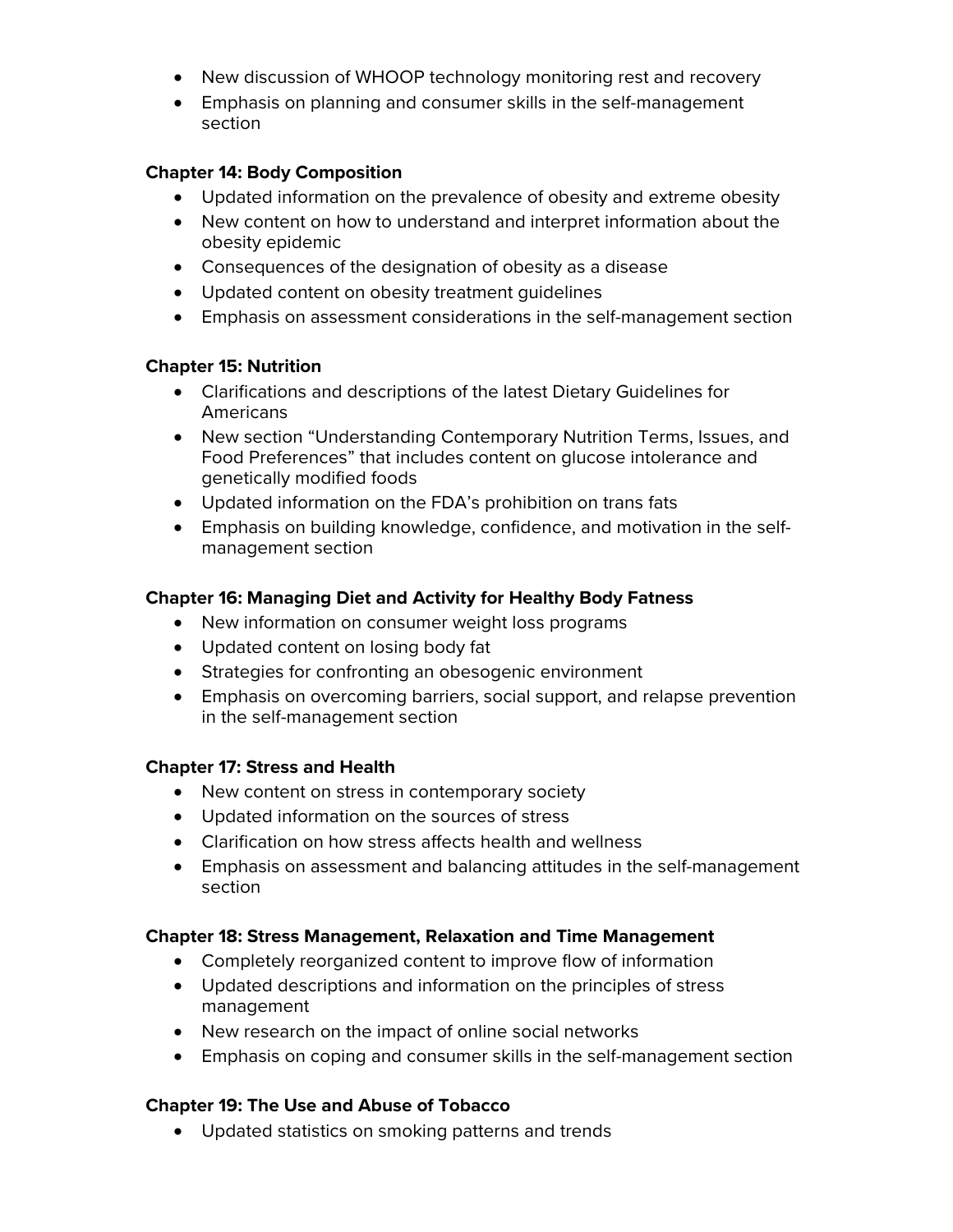- New discussion of WHOOP technology monitoring rest and recovery
- Emphasis on planning and consumer skills in the self-management section

**Chapter 14: Body Composition**

- Updated information on the prevalence of obesity and extreme obesity
- New content on how to understand and interpret information about the obesity epidemic
- Consequences of the designation of obesity as a disease
- Updated content on obesity treatment guidelines
- Emphasis on assessment considerations in the self-management section

**Chapter 15: Nutrition**

- Clarifications and descriptions of the latest Dietary Guidelines for Americans
- New section "Understanding Contemporary Nutrition Terms, Issues, and Food Preferences" that includes content on glucose intolerance and genetically modified foods
- Updated information on the FDA's prohibition on trans fats
- Emphasis on building knowledge, confidence, and motivation in the self-management section

**Chapter 16: Managing Diet and Activity for Healthy Body Fatness**

- New information on consumer weight loss programs
- Updated content on losing body fat
- Strategies for confronting an obesogenic environment
- Emphasis on overcoming barriers, social support, and relapse prevention in the self-management section

**Chapter 17: Stress and Health**

- New content on stress in contemporary society
- Updated information on the sources of stress
- Clarification on how stress affects health and wellness
- Emphasis on assessment and balancing attitudes in the self-management section

**Chapter 18: Stress Management, Relaxation and Time Management**

- Completely reorganized content to improve flow of information
- Updated descriptions and information on the principles of stress management
- New research on the impact of online social networks
- Emphasis on coping and consumer skills in the self-management section

**Chapter 19: The Use and Abuse of Tobacco**

- Updated statistics on smoking patterns and trends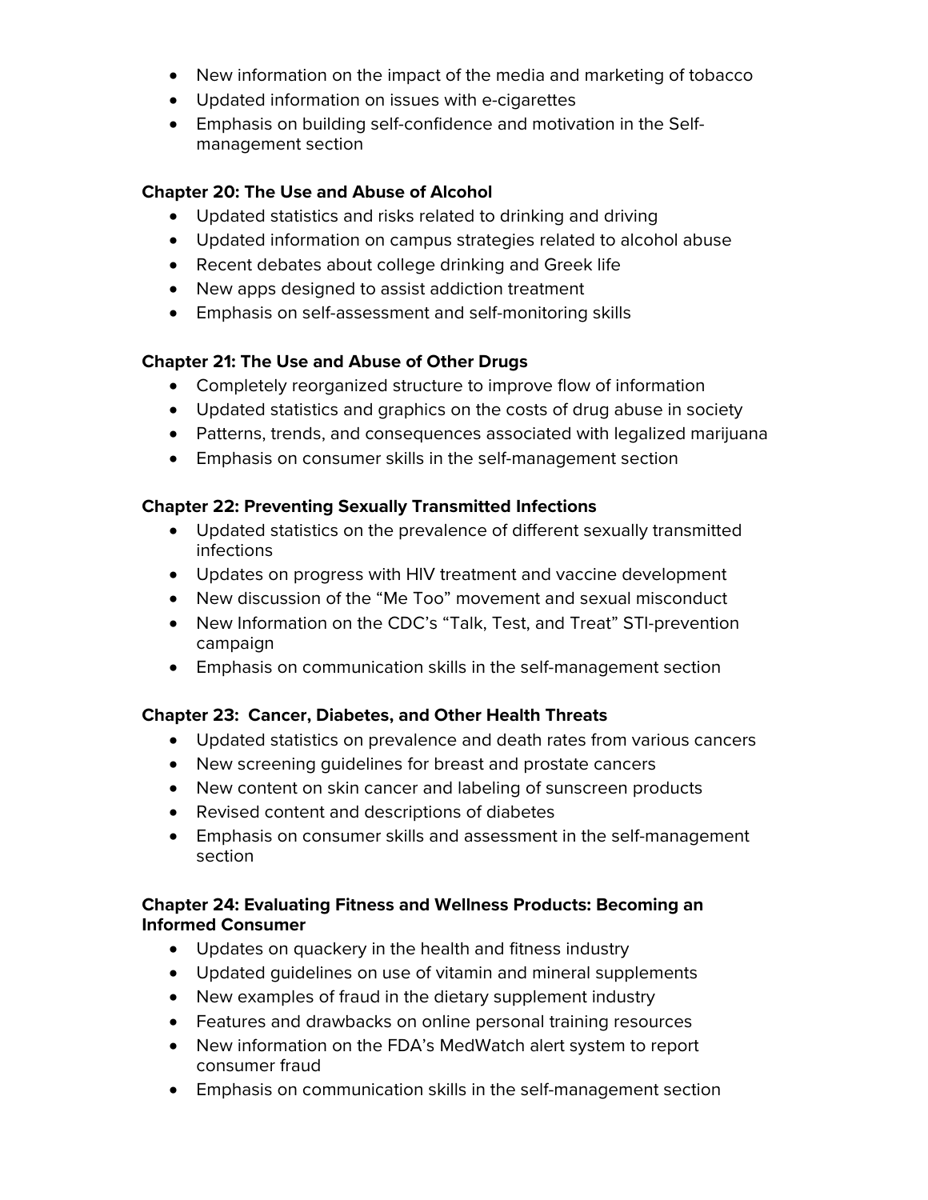- New information on the impact of the media and marketing of tobacco
- Updated information on issues with e-cigarettes
- Emphasis on building self-confidence and motivation in the Self-management section

**Chapter 20: The Use and Abuse of Alcohol**

- Updated statistics and risks related to drinking and driving
- Updated information on campus strategies related to alcohol abuse
- Recent debates about college drinking and Greek life
- New apps designed to assist addiction treatment
- Emphasis on self-assessment and self-monitoring skills

**Chapter 21: The Use and Abuse of Other Drugs**

- Completely reorganized structure to improve flow of information
- Updated statistics and graphics on the costs of drug abuse in society
- Patterns, trends, and consequences associated with legalized marijuana
- Emphasis on consumer skills in the self-management section

**Chapter 22: Preventing Sexually Transmitted Infections**

- Updated statistics on the prevalence of different sexually transmitted infections
- Updates on progress with HIV treatment and vaccine development
- New discussion of the "Me Too" movement and sexual misconduct
- New Information on the CDC's "Talk, Test, and Treat" STI-prevention campaign
- Emphasis on communication skills in the self-management section

**Chapter 23: Cancer, Diabetes, and Other Health Threats**

- Updated statistics on prevalence and death rates from various cancers
- New screening guidelines for breast and prostate cancers
- New content on skin cancer and labeling of sunscreen products
- Revised content and descriptions of diabetes
- Emphasis on consumer skills and assessment in the self-management section

**Chapter 24: Evaluating Fitness and Wellness Products: Becoming an Informed Consumer**

- Updates on quackery in the health and fitness industry
- Updated guidelines on use of vitamin and mineral supplements
- New examples of fraud in the dietary supplement industry
- Features and drawbacks on online personal training resources
- New information on the FDA's MedWatch alert system to report consumer fraud
- Emphasis on communication skills in the self-management section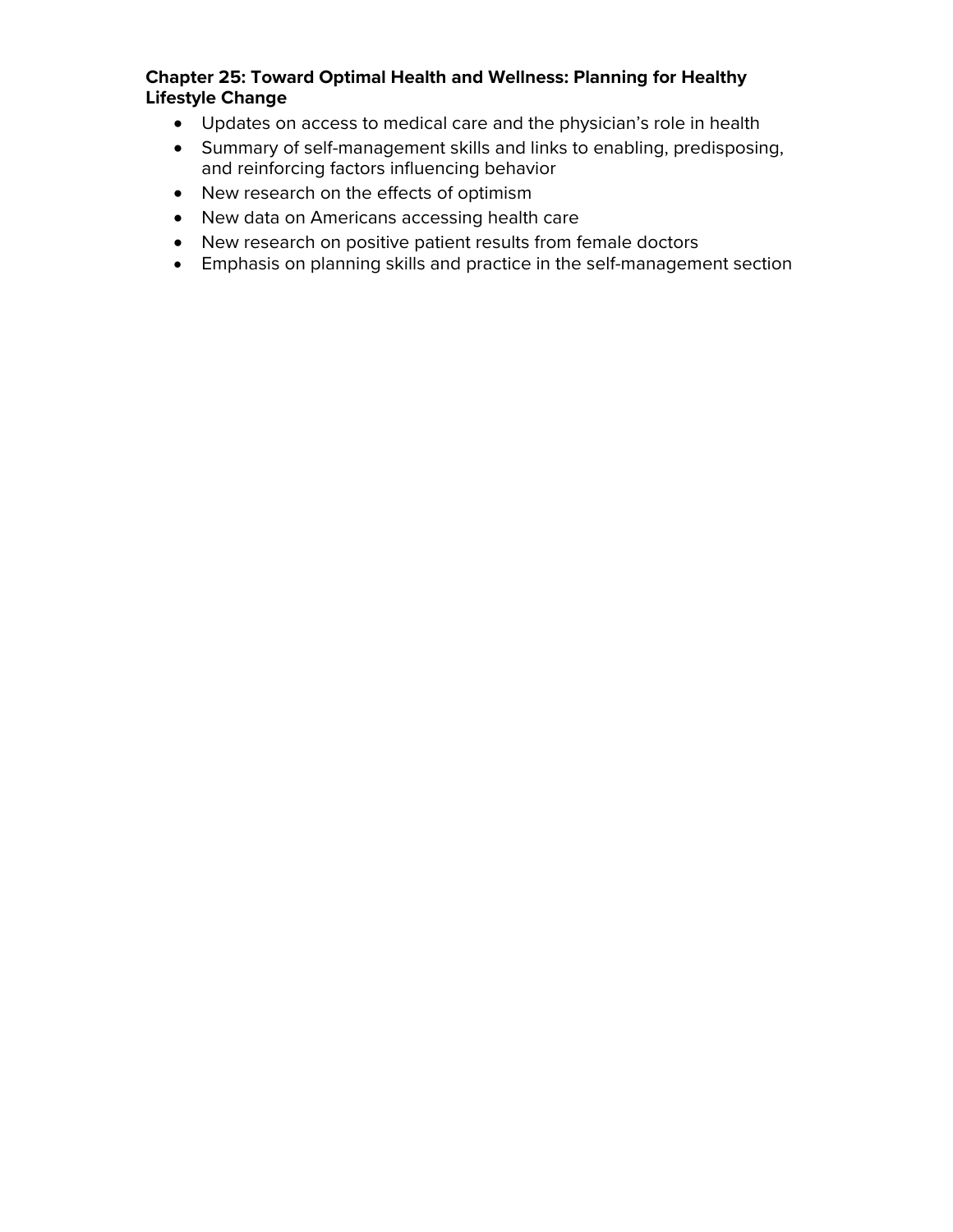**Chapter 25: Toward Optimal Health and Wellness: Planning for Healthy Lifestyle Change**

- Updates on access to medical care and the physician's role in health
- Summary of self-management skills and links to enabling, predisposing, and reinforcing factors influencing behavior
- New research on the effects of optimism
- New data on Americans accessing health care
- New research on positive patient results from female doctors
- Emphasis on planning skills and practice in the self-management section